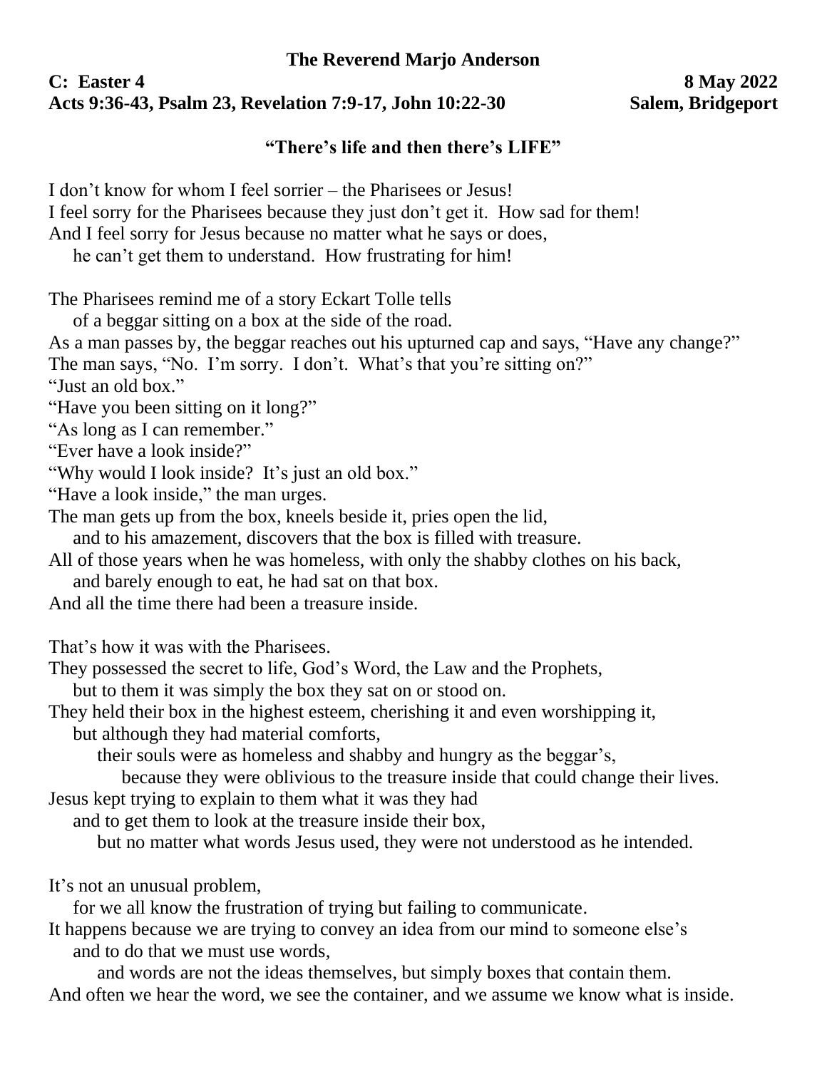**The Reverend Marjo Anderson**

**C: Easter 4** **8 May 2022**
**Acts 9:36-43, Psalm 23, Revelation 7:9-17, John 10:22-30** **Salem, Bridgeport**

## "There's life and then there's LIFE"

I don't know for whom I feel sorrier – the Pharisees or Jesus!
I feel sorry for the Pharisees because they just don't get it. How sad for them!
And I feel sorry for Jesus because no matter what he says or does,
he can't get them to understand. How frustrating for him!

The Pharisees remind me of a story Eckart Tolle tells
of a beggar sitting on a box at the side of the road.
As a man passes by, the beggar reaches out his upturned cap and says, "Have any change?"
The man says, "No. I'm sorry. I don't. What's that you're sitting on?"
"Just an old box."
"Have you been sitting on it long?"
"As long as I can remember."
"Ever have a look inside?"
"Why would I look inside? It's just an old box."
"Have a look inside," the man urges.
The man gets up from the box, kneels beside it, pries open the lid,
and to his amazement, discovers that the box is filled with treasure.
All of those years when he was homeless, with only the shabby clothes on his back,
and barely enough to eat, he had sat on that box.
And all the time there had been a treasure inside.

That's how it was with the Pharisees.
They possessed the secret to life, God's Word, the Law and the Prophets,
but to them it was simply the box they sat on or stood on.
They held their box in the highest esteem, cherishing it and even worshipping it,
but although they had material comforts,
their souls were as homeless and shabby and hungry as the beggar's,
because they were oblivious to the treasure inside that could change their lives.
Jesus kept trying to explain to them what it was they had
and to get them to look at the treasure inside their box,
but no matter what words Jesus used, they were not understood as he intended.

It's not an unusual problem,
for we all know the frustration of trying but failing to communicate.
It happens because we are trying to convey an idea from our mind to someone else's
and to do that we must use words,
and words are not the ideas themselves, but simply boxes that contain them.
And often we hear the word, we see the container, and we assume we know what is inside.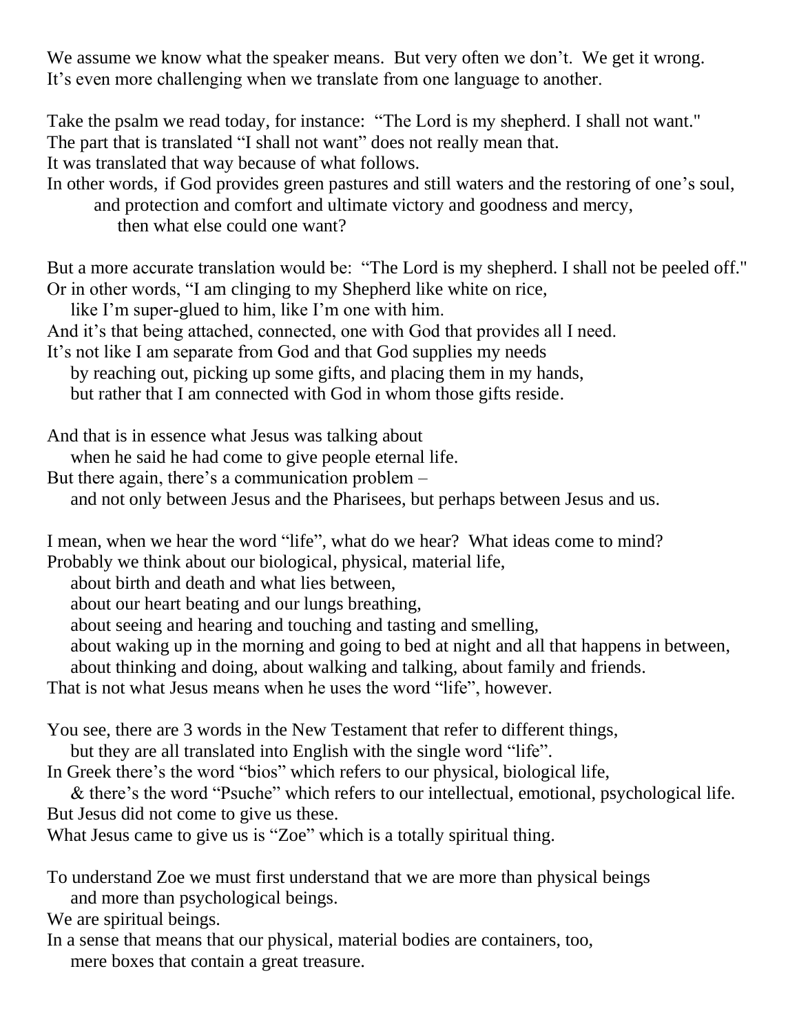We assume we know what the speaker means. But very often we don't. We get it wrong.
It's even more challenging when we translate from one language to another.

Take the psalm we read today, for instance: "The Lord is my shepherd. I shall not want."
The part that is translated "I shall not want" does not really mean that.
It was translated that way because of what follows.
In other words, if God provides green pastures and still waters and the restoring of one's soul,
and protection and comfort and ultimate victory and goodness and mercy,
then what else could one want?

But a more accurate translation would be: "The Lord is my shepherd. I shall not be peeled off."
Or in other words, "I am clinging to my Shepherd like white on rice,
like I'm super-glued to him, like I'm one with him.
And it's that being attached, connected, one with God that provides all I need.
It's not like I am separate from God and that God supplies my needs
by reaching out, picking up some gifts, and placing them in my hands,
but rather that I am connected with God in whom those gifts reside.

And that is in essence what Jesus was talking about
when he said he had come to give people eternal life.
But there again, there's a communication problem –
and not only between Jesus and the Pharisees, but perhaps between Jesus and us.

I mean, when we hear the word "life", what do we hear? What ideas come to mind?
Probably we think about our biological, physical, material life,
about birth and death and what lies between,
about our heart beating and our lungs breathing,
about seeing and hearing and touching and tasting and smelling,
about waking up in the morning and going to bed at night and all that happens in between,
about thinking and doing, about walking and talking, about family and friends.
That is not what Jesus means when he uses the word "life", however.

You see, there are 3 words in the New Testament that refer to different things,
but they are all translated into English with the single word "life".
In Greek there's the word "bios" which refers to our physical, biological life,
& there's the word "Psuche" which refers to our intellectual, emotional, psychological life.
But Jesus did not come to give us these.
What Jesus came to give us is "Zoe" which is a totally spiritual thing.

To understand Zoe we must first understand that we are more than physical beings
and more than psychological beings.
We are spiritual beings.
In a sense that means that our physical, material bodies are containers, too,
mere boxes that contain a great treasure.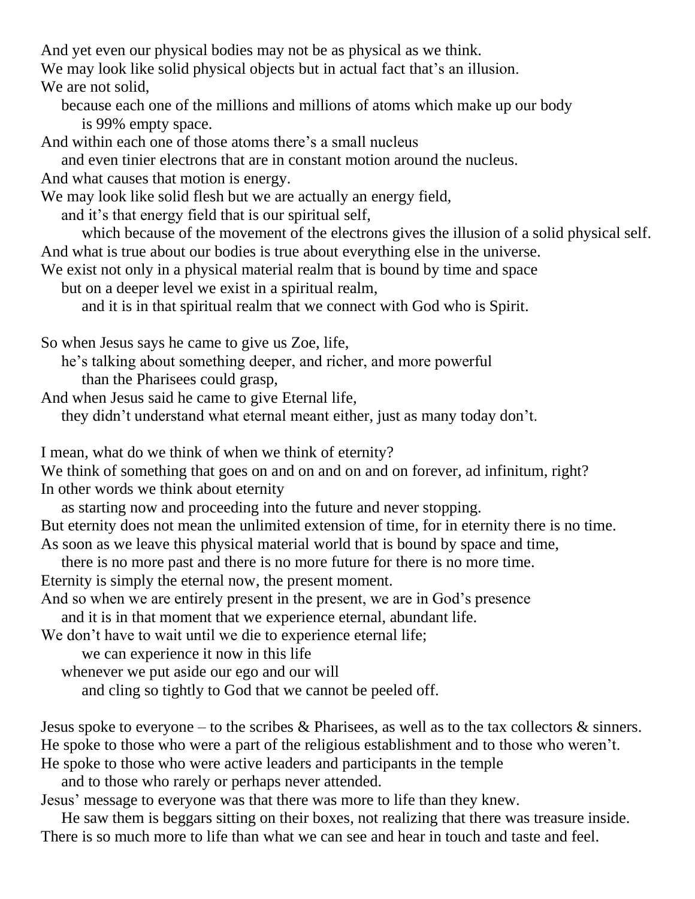And yet even our physical bodies may not be as physical as we think.
We may look like solid physical objects but in actual fact that's an illusion.
We are not solid,
because each one of the millions and millions of atoms which make up our body
is 99% empty space.
And within each one of those atoms there's a small nucleus
and even tinier electrons that are in constant motion around the nucleus.
And what causes that motion is energy.
We may look like solid flesh but we are actually an energy field,
and it's that energy field that is our spiritual self,
which because of the movement of the electrons gives the illusion of a solid physical self.
And what is true about our bodies is true about everything else in the universe.
We exist not only in a physical material realm that is bound by time and space
but on a deeper level we exist in a spiritual realm,
and it is in that spiritual realm that we connect with God who is Spirit.

So when Jesus says he came to give us Zoe, life,
he's talking about something deeper, and richer, and more powerful
than the Pharisees could grasp,
And when Jesus said he came to give Eternal life,
they didn't understand what eternal meant either, just as many today don't.

I mean, what do we think of when we think of eternity?
We think of something that goes on and on and on and on forever, ad infinitum, right?
In other words we think about eternity
as starting now and proceeding into the future and never stopping.
But eternity does not mean the unlimited extension of time, for in eternity there is no time.
As soon as we leave this physical material world that is bound by space and time,
there is no more past and there is no more future for there is no more time.
Eternity is simply the eternal now, the present moment.
And so when we are entirely present in the present, we are in God's presence
and it is in that moment that we experience eternal, abundant life.
We don't have to wait until we die to experience eternal life;
we can experience it now in this life
whenever we put aside our ego and our will
and cling so tightly to God that we cannot be peeled off.

Jesus spoke to everyone – to the scribes & Pharisees, as well as to the tax collectors & sinners.
He spoke to those who were a part of the religious establishment and to those who weren't.
He spoke to those who were active leaders and participants in the temple
and to those who rarely or perhaps never attended.
Jesus' message to everyone was that there was more to life than they knew.
He saw them is beggars sitting on their boxes, not realizing that there was treasure inside.
There is so much more to life than what we can see and hear in touch and taste and feel.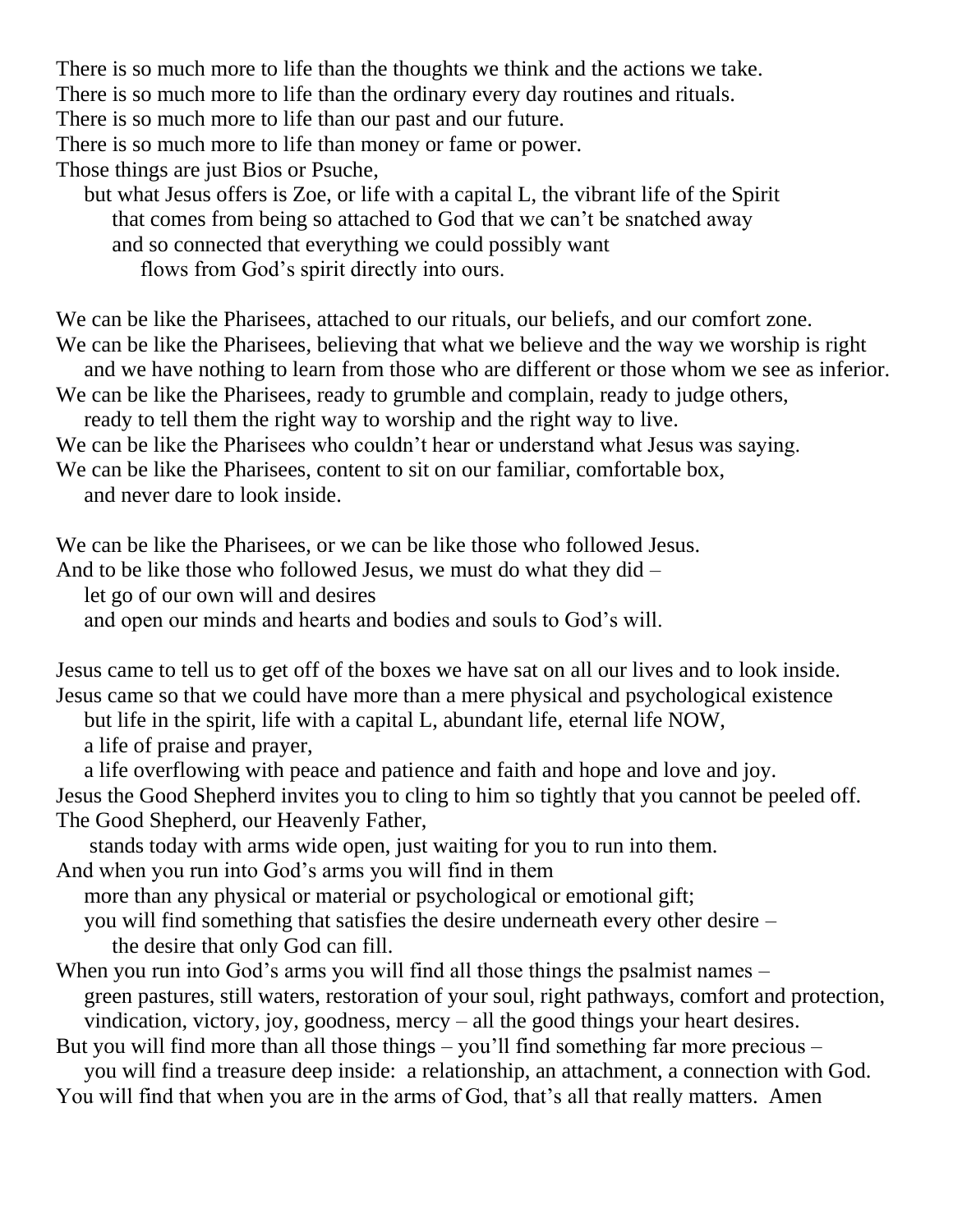There is so much more to life than the thoughts we think and the actions we take.
There is so much more to life than the ordinary every day routines and rituals.
There is so much more to life than our past and our future.
There is so much more to life than money or fame or power.
Those things are just Bios or Psuche,
but what Jesus offers is Zoe, or life with a capital L, the vibrant life of the Spirit
that comes from being so attached to God that we can't be snatched away
and so connected that everything we could possibly want
flows from God's spirit directly into ours.

We can be like the Pharisees, attached to our rituals, our beliefs, and our comfort zone.
We can be like the Pharisees, believing that what we believe and the way we worship is right
and we have nothing to learn from those who are different or those whom we see as inferior.
We can be like the Pharisees, ready to grumble and complain, ready to judge others,
ready to tell them the right way to worship and the right way to live.
We can be like the Pharisees who couldn't hear or understand what Jesus was saying.
We can be like the Pharisees, content to sit on our familiar, comfortable box,
and never dare to look inside.

We can be like the Pharisees, or we can be like those who followed Jesus.
And to be like those who followed Jesus, we must do what they did –
let go of our own will and desires
and open our minds and hearts and bodies and souls to God's will.

Jesus came to tell us to get off of the boxes we have sat on all our lives and to look inside.
Jesus came so that we could have more than a mere physical and psychological existence
but life in the spirit, life with a capital L, abundant life, eternal life NOW,
a life of praise and prayer,
a life overflowing with peace and patience and faith and hope and love and joy.
Jesus the Good Shepherd invites you to cling to him so tightly that you cannot be peeled off.
The Good Shepherd, our Heavenly Father,
stands today with arms wide open, just waiting for you to run into them.
And when you run into God's arms you will find in them
more than any physical or material or psychological or emotional gift;
you will find something that satisfies the desire underneath every other desire –
the desire that only God can fill.
When you run into God's arms you will find all those things the psalmist names –
green pastures, still waters, restoration of your soul, right pathways, comfort and protection,
vindication, victory, joy, goodness, mercy – all the good things your heart desires.
But you will find more than all those things – you'll find something far more precious –
you will find a treasure deep inside: a relationship, an attachment, a connection with God.
You will find that when you are in the arms of God, that's all that really matters. Amen